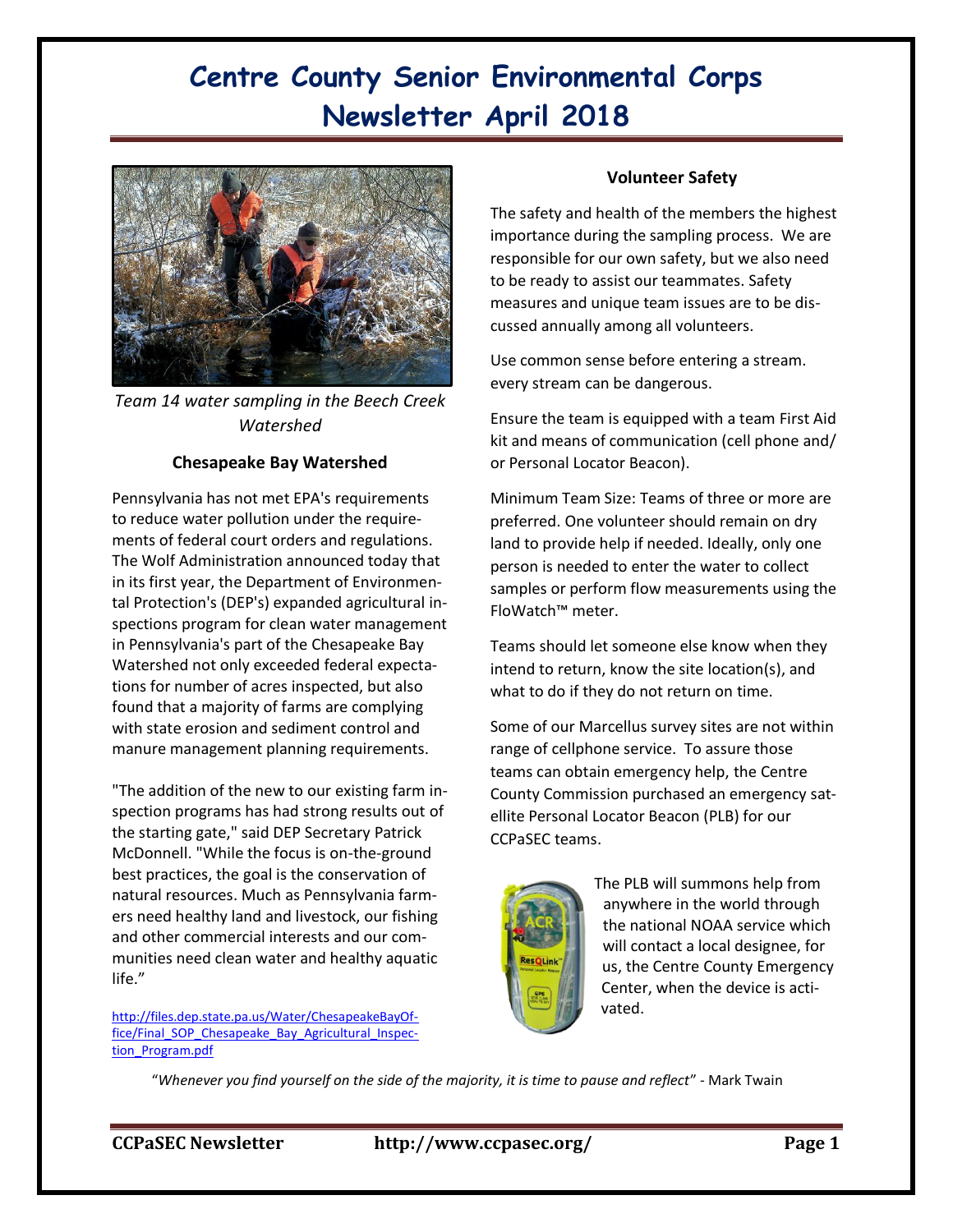# Centre County Senior Environmental Corps Newsletter April 2018

*Team 14 water sampling in the Beech Creek Watershed*

### Chesapeake Bay Watershed

Pennsylvania has not met EPA's requirements to reduce water pollution under the requirements of federal court orders and regulations. The Wolf Administration announced today that in its first year, the Department of Environmental Protection's (DEP's) expanded agricultural inspections program for clean water management in Pennsylvania's part of the Chesapeake Bay Watershed not only exceeded federal expectations for number of acres inspected, but also found that a majority of farms are complying with state erosion and sediment control and manure management planning requirements.

"The addition of the new to our existing farm inspection programs has had strong results out of the starting gate," said DEP Secretary Patrick McDonnell. "While the focus is on-the-ground best practices, the goal is the conservation of natural resources. Much as Pennsylvania farmers need healthy land and livestock, our fishing and other commercial interests and our communities need clean water and healthy aquatic life."

http://files.dep.state.pa.us/Water/ChesapeakeBayOffice/Final_SOP_Chesapeake_Bay_Agricultural_Inspection_Program.pdf

### Volunteer Safety

The safety and health of the members the highest importance during the sampling process. We are responsible for our own safety, but we also need to be ready to assist our teammates. Safety measures and unique team issues are to be discussed annually among all volunteers.

Use common sense before entering a stream. every stream can be dangerous.

Ensure the team is equipped with a team First Aid kit and means of communication (cell phone and/ or Personal Locator Beacon).

Minimum Team Size: Teams of three or more are preferred. One volunteer should remain on dry land to provide help if needed. Ideally, only one person is needed to enter the water to collect samples or perform flow measurements using the FloWatch™ meter.

Teams should let someone else know when they intend to return, know the site location(s), and what to do if they do not return on time.

Some of our Marcellus survey sites are not within range of cellphone service. To assure those teams can obtain emergency help, the Centre County Commission purchased an emergency satellite Personal Locator Beacon (PLB) for our CCPaSEC teams.

The PLB will summons help from anywhere in the world through the national NOAA service which will contact a local designee, for us, the Centre County Emergency Center, when the device is activated.

"*Whenever you find yourself on the side of the majority, it is time to pause and reflect*" - Mark Twain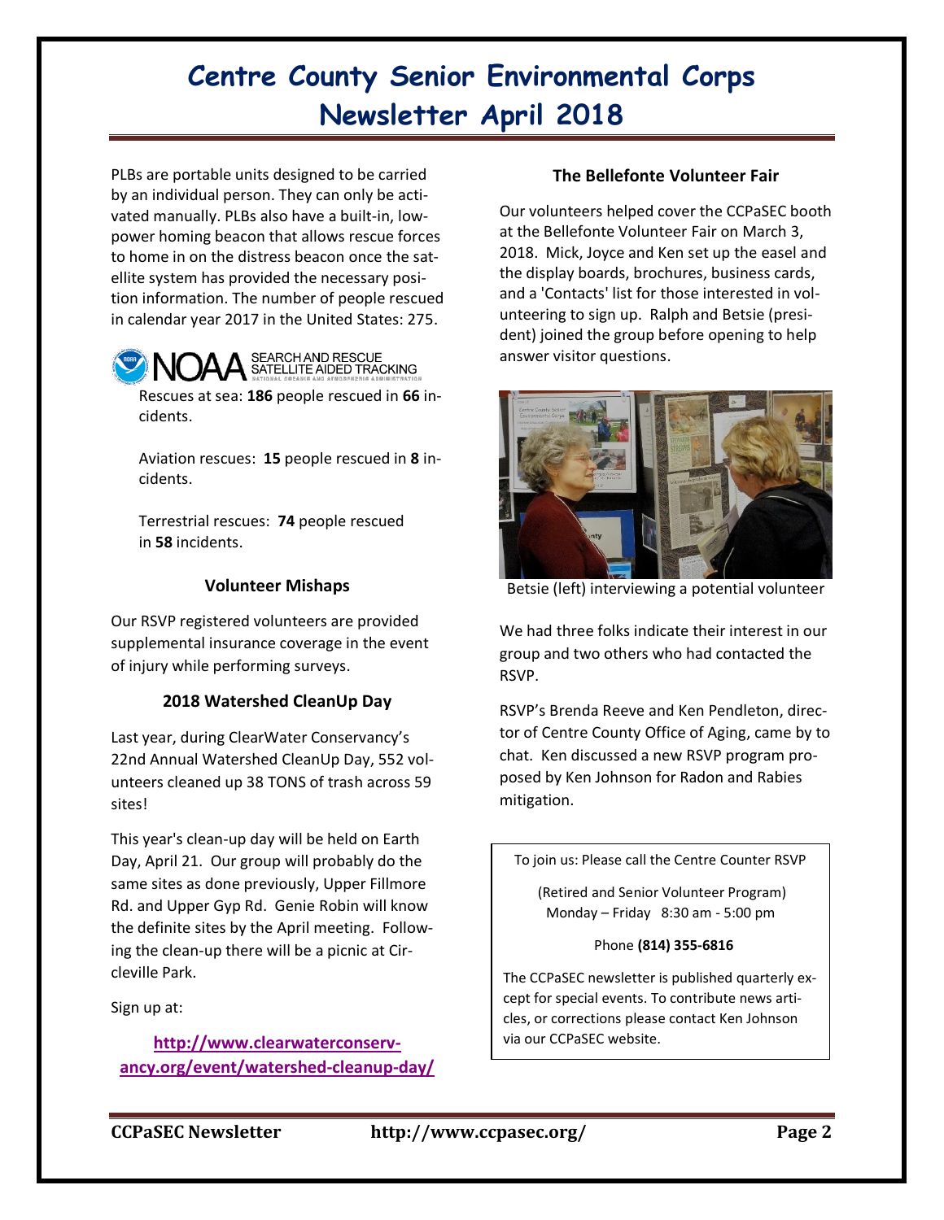# Centre County Senior Environmental Corps Newsletter April 2018

PLBs are portable units designed to be carried by an individual person. They can only be activated manually. PLBs also have a built-in, low-power homing beacon that allows rescue forces to home in on the distress beacon once the satellite system has provided the necessary position information. The number of people rescued in calendar year 2017 in the United States: 275.

NOAA SEARCH AND RESCUE SATELLITE AIDED TRACKING

Rescues at sea: **186** people rescued in **66** incidents.

Aviation rescues: **15** people rescued in **8** incidents.

Terrestrial rescues: **74** people rescued in **58** incidents.

### Volunteer Mishaps

Our RSVP registered volunteers are provided supplemental insurance coverage in the event of injury while performing surveys.

### 2018 Watershed CleanUp Day

Last year, during ClearWater Conservancy's 22nd Annual Watershed CleanUp Day, 552 volunteers cleaned up 38 TONS of trash across 59 sites!

This year's clean-up day will be held on Earth Day, April 21. Our group will probably do the same sites as done previously, Upper Fillmore Rd. and Upper Gyp Rd. Genie Robin will know the definite sites by the April meeting. Following the clean-up there will be a picnic at Circleville Park.

Sign up at:

**http://www.clearwaterconservancy.org/event/watershed-cleanup-day/**

### The Bellefonte Volunteer Fair

Our volunteers helped cover the CCPaSEC booth at the Bellefonte Volunteer Fair on March 3, 2018. Mick, Joyce and Ken set up the easel and the display boards, brochures, business cards, and a 'Contacts' list for those interested in volunteering to sign up. Ralph and Betsie (president) joined the group before opening to help answer visitor questions.

Betsie (left) interviewing a potential volunteer

We had three folks indicate their interest in our group and two others who had contacted the RSVP.

RSVP's Brenda Reeve and Ken Pendleton, director of Centre County Office of Aging, came by to chat. Ken discussed a new RSVP program proposed by Ken Johnson for Radon and Rabies mitigation.

To join us: Please call the Centre Counter RSVP

(Retired and Senior Volunteer Program)
Monday – Friday 8:30 am - 5:00 pm

Phone **(814) 355-6816**

The CCPaSEC newsletter is published quarterly except for special events. To contribute news articles, or corrections please contact Ken Johnson via our CCPaSEC website.